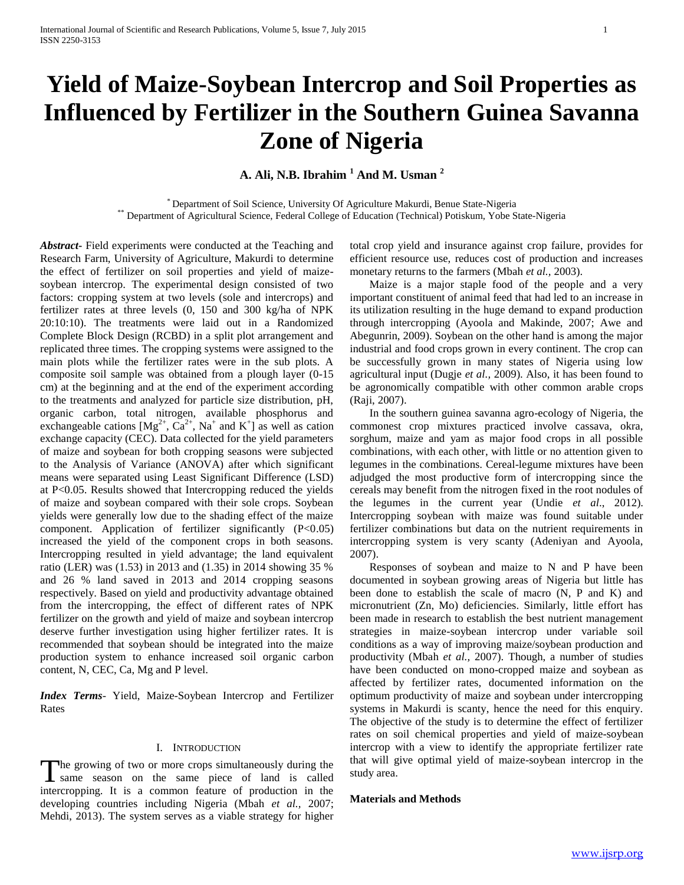# Yield of Maize-Soybean Intercrop and Soil Properties as Influenced by Fertilizer in the Southern Guinea Savanna Zone of Nigeria

**A. Ali, N.B. Ibrahim [1] And M. Usman [2]**

[*] Department of Soil Science, University Of Agriculture Makurdi, Benue State-Nigeria
[**] Department of Agricultural Science, Federal College of Education (Technical) Potiskum, Yobe State-Nigeria

***Abstract***- Field experiments were conducted at the Teaching and Research Farm, University of Agriculture, Makurdi to determine the effect of fertilizer on soil properties and yield of maize-soybean intercrop. The experimental design consisted of two factors: cropping system at two levels (sole and intercrops) and fertilizer rates at three levels (0, 150 and 300 kg/ha of NPK 20:10:10). The treatments were laid out in a Randomized Complete Block Design (RCBD) in a split plot arrangement and replicated three times. The cropping systems were assigned to the main plots while the fertilizer rates were in the sub plots. A composite soil sample was obtained from a plough layer (0-15 cm) at the beginning and at the end of the experiment according to the treatments and analyzed for particle size distribution, pH, organic carbon, total nitrogen, available phosphorus and exchangeable cations [$Mg^{2+}$, $Ca^{2+}$, $Na^{+}$ and $K^{+}$] as well as cation exchange capacity (CEC). Data collected for the yield parameters of maize and soybean for both cropping seasons were subjected to the Analysis of Variance (ANOVA) after which significant means were separated using Least Significant Difference (LSD) at $P<0.05$. Results showed that Intercropping reduced the yields of maize and soybean compared with their sole crops. Soybean yields were generally low due to the shading effect of the maize component. Application of fertilizer significantly ($P<0.05$) increased the yield of the component crops in both seasons. Intercropping resulted in yield advantage; the land equivalent ratio (LER) was (1.53) in 2013 and (1.35) in 2014 showing 35 % and 26 % land saved in 2013 and 2014 cropping seasons respectively. Based on yield and productivity advantage obtained from the intercropping, the effect of different rates of NPK fertilizer on the growth and yield of maize and soybean intercrop deserve further investigation using higher fertilizer rates. It is recommended that soybean should be integrated into the maize production system to enhance increased soil organic carbon content, N, CEC, Ca, Mg and P level.

***Index Terms***- Yield, Maize-Soybean Intercrop and Fertilizer Rates

## I. Introduction

The growing of two or more crops simultaneously during the same season on the same piece of land is called intercropping. It is a common feature of production in the developing countries including Nigeria (Mbah *et al.,* 2007; Mehdi, 2013). The system serves as a viable strategy for higher total crop yield and insurance against crop failure, provides for efficient resource use, reduces cost of production and increases monetary returns to the farmers (Mbah *et al.,* 2003).

Maize is a major staple food of the people and a very important constituent of animal feed that had led to an increase in its utilization resulting in the huge demand to expand production through intercropping (Ayoola and Makinde, 2007; Awe and Abegunrin, 2009). Soybean on the other hand is among the major industrial and food crops grown in every continent. The crop can be successfully grown in many states of Nigeria using low agricultural input (Dugje *et al.,* 2009). Also, it has been found to be agronomically compatible with other common arable crops (Raji, 2007).

In the southern guinea savanna agro-ecology of Nigeria, the commonest crop mixtures practiced involve cassava, okra, sorghum, maize and yam as major food crops in all possible combinations, with each other, with little or no attention given to legumes in the combinations. Cereal-legume mixtures have been adjudged the most productive form of intercropping since the cereals may benefit from the nitrogen fixed in the root nodules of the legumes in the current year (Undie *et al*., 2012). Intercropping soybean with maize was found suitable under fertilizer combinations but data on the nutrient requirements in intercropping system is very scanty (Adeniyan and Ayoola, 2007).

Responses of soybean and maize to N and P have been documented in soybean growing areas of Nigeria but little has been done to establish the scale of macro (N, P and K) and micronutrient (Zn, Mo) deficiencies. Similarly, little effort has been made in research to establish the best nutrient management strategies in maize-soybean intercrop under variable soil conditions as a way of improving maize/soybean production and productivity (Mbah *et al.,* 2007). Though, a number of studies have been conducted on mono-cropped maize and soybean as affected by fertilizer rates, documented information on the optimum productivity of maize and soybean under intercropping systems in Makurdi is scanty, hence the need for this enquiry. The objective of the study is to determine the effect of fertilizer rates on soil chemical properties and yield of maize-soybean intercrop with a view to identify the appropriate fertilizer rate that will give optimal yield of maize-soybean intercrop in the study area.

**Materials and Methods**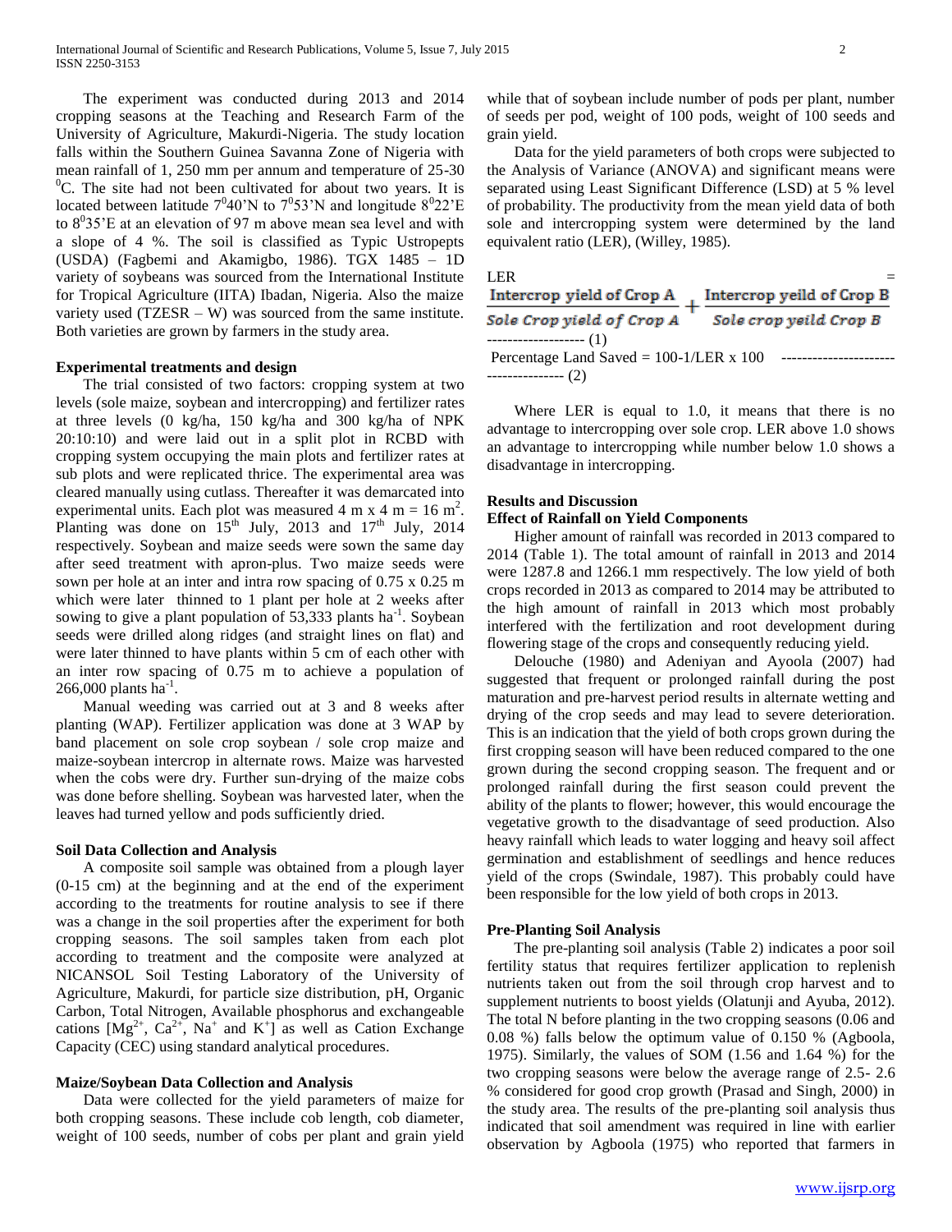The experiment was conducted during 2013 and 2014 cropping seasons at the Teaching and Research Farm of the University of Agriculture, Makurdi-Nigeria. The study location falls within the Southern Guinea Savanna Zone of Nigeria with mean rainfall of 1, 250 mm per annum and temperature of 25-30 $^0$C. The site had not been cultivated for about two years. It is located between latitude 7$^0$40'N to 7$^0$53'N and longitude 8$^0$22'E to 8$^0$35'E at an elevation of 97 m above mean sea level and with a slope of 4 %. The soil is classified as Typic Ustropepts (USDA) (Fagbemi and Akamigbo, 1986). TGX 1485 – 1D variety of soybeans was sourced from the International Institute for Tropical Agriculture (IITA) Ibadan, Nigeria. Also the maize variety used (TZESR – W) was sourced from the same institute. Both varieties are grown by farmers in the study area.

**Experimental treatments and design**

The trial consisted of two factors: cropping system at two levels (sole maize, soybean and intercropping) and fertilizer rates at three levels (0 kg/ha, 150 kg/ha and 300 kg/ha of NPK 20:10:10) and were laid out in a split plot in RCBD with cropping system occupying the main plots and fertilizer rates at sub plots and were replicated thrice. The experimental area was cleared manually using cutlass. Thereafter it was demarcated into experimental units. Each plot was measured 4 m x 4 m = 16 m$^2$. Planting was done on 15$^{th}$ July, 2013 and 17$^{th}$ July, 2014 respectively. Soybean and maize seeds were sown the same day after seed treatment with apron-plus. Two maize seeds were sown per hole at an inter and intra row spacing of 0.75 x 0.25 m which were later thinned to 1 plant per hole at 2 weeks after sowing to give a plant population of 53,333 plants ha$^{-1}$. Soybean seeds were drilled along ridges (and straight lines on flat) and were later thinned to have plants within 5 cm of each other with an inter row spacing of 0.75 m to achieve a population of 266,000 plants ha$^{-1}$.

Manual weeding was carried out at 3 and 8 weeks after planting (WAP). Fertilizer application was done at 3 WAP by band placement on sole crop soybean / sole crop maize and maize-soybean intercrop in alternate rows. Maize was harvested when the cobs were dry. Further sun-drying of the maize cobs was done before shelling. Soybean was harvested later, when the leaves had turned yellow and pods sufficiently dried.

**Soil Data Collection and Analysis**

A composite soil sample was obtained from a plough layer (0-15 cm) at the beginning and at the end of the experiment according to the treatments for routine analysis to see if there was a change in the soil properties after the experiment for both cropping seasons. The soil samples taken from each plot according to treatment and the composite were analyzed at NICANSOL Soil Testing Laboratory of the University of Agriculture, Makurdi, for particle size distribution, pH, Organic Carbon, Total Nitrogen, Available phosphorus and exchangeable cations [$Mg^{2+}$, $Ca^{2+}$, $Na^+$ and $K^+$] as well as Cation Exchange Capacity (CEC) using standard analytical procedures.

**Maize/Soybean Data Collection and Analysis**

Data were collected for the yield parameters of maize for both cropping seasons. These include cob length, cob diameter, weight of 100 seeds, number of cobs per plant and grain yield while that of soybean include number of pods per plant, number of seeds per pod, weight of 100 pods, weight of 100 seeds and grain yield.

Data for the yield parameters of both crops were subjected to the Analysis of Variance (ANOVA) and significant means were separated using Least Significant Difference (LSD) at 5 % level of probability. The productivity from the mean yield data of both sole and intercropping system were determined by the land equivalent ratio (LER), (Willey, 1985).

$$LER = \frac{\text{Intercrop yield of Crop A}}{\textit{Sole Crop yield of Crop A}} + \frac{\text{Intercrop yeild of Crop B}}{\textit{Sole crop yeild Crop B}} \quad \text{------------------- (1)}$$

Percentage Land Saved = 100-1/LER x 100 ------------------------------------- (2)

Where LER is equal to 1.0, it means that there is no advantage to intercropping over sole crop. LER above 1.0 shows an advantage to intercropping while number below 1.0 shows a disadvantage in intercropping.

**Results and Discussion**

**Effect of Rainfall on Yield Components**

Higher amount of rainfall was recorded in 2013 compared to 2014 (Table 1). The total amount of rainfall in 2013 and 2014 were 1287.8 and 1266.1 mm respectively. The low yield of both crops recorded in 2013 as compared to 2014 may be attributed to the high amount of rainfall in 2013 which most probably interfered with the fertilization and root development during flowering stage of the crops and consequently reducing yield.

Delouche (1980) and Adeniyan and Ayoola (2007) had suggested that frequent or prolonged rainfall during the post maturation and pre-harvest period results in alternate wetting and drying of the crop seeds and may lead to severe deterioration. This is an indication that the yield of both crops grown during the first cropping season will have been reduced compared to the one grown during the second cropping season. The frequent and or prolonged rainfall during the first season could prevent the ability of the plants to flower; however, this would encourage the vegetative growth to the disadvantage of seed production. Also heavy rainfall which leads to water logging and heavy soil affect germination and establishment of seedlings and hence reduces yield of the crops (Swindale, 1987). This probably could have been responsible for the low yield of both crops in 2013.

**Pre-Planting Soil Analysis**

The pre-planting soil analysis (Table 2) indicates a poor soil fertility status that requires fertilizer application to replenish nutrients taken out from the soil through crop harvest and to supplement nutrients to boost yields (Olatunji and Ayuba, 2012). The total N before planting in the two cropping seasons (0.06 and 0.08 %) falls below the optimum value of 0.150 % (Agboola, 1975). Similarly, the values of SOM (1.56 and 1.64 %) for the two cropping seasons were below the average range of 2.5- 2.6 % considered for good crop growth (Prasad and Singh, 2000) in the study area. The results of the pre-planting soil analysis thus indicated that soil amendment was required in line with earlier observation by Agboola (1975) who reported that farmers in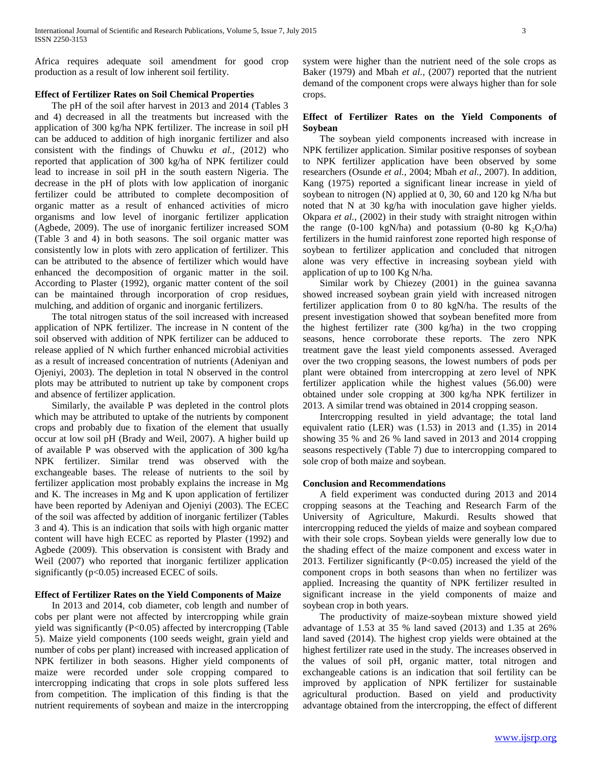Africa requires adequate soil amendment for good crop production as a result of low inherent soil fertility.

**Effect of Fertilizer Rates on Soil Chemical Properties**

The pH of the soil after harvest in 2013 and 2014 (Tables 3 and 4) decreased in all the treatments but increased with the application of 300 kg/ha NPK fertilizer. The increase in soil pH can be adduced to addition of high inorganic fertilizer and also consistent with the findings of Chuwku *et al.,* (2012) who reported that application of 300 kg/ha of NPK fertilizer could lead to increase in soil pH in the south eastern Nigeria. The decrease in the pH of plots with low application of inorganic fertilizer could be attributed to complete decomposition of organic matter as a result of enhanced activities of micro organisms and low level of inorganic fertilizer application (Agbede, 2009). The use of inorganic fertilizer increased SOM (Table 3 and 4) in both seasons. The soil organic matter was consistently low in plots with zero application of fertilizer. This can be attributed to the absence of fertilizer which would have enhanced the decomposition of organic matter in the soil. According to Plaster (1992), organic matter content of the soil can be maintained through incorporation of crop residues, mulching, and addition of organic and inorganic fertilizers.

The total nitrogen status of the soil increased with increased application of NPK fertilizer. The increase in N content of the soil observed with addition of NPK fertilizer can be adduced to release applied of N which further enhanced microbial activities as a result of increased concentration of nutrients (Adeniyan and Ojeniyi, 2003). The depletion in total N observed in the control plots may be attributed to nutrient up take by component crops and absence of fertilizer application.

Similarly, the available P was depleted in the control plots which may be attributed to uptake of the nutrients by component crops and probably due to fixation of the element that usually occur at low soil pH (Brady and Weil, 2007). A higher build up of available P was observed with the application of 300 kg/ha NPK fertilizer. Similar trend was observed with the exchangeable bases. The release of nutrients to the soil by fertilizer application most probably explains the increase in Mg and K. The increases in Mg and K upon application of fertilizer have been reported by Adeniyan and Ojeniyi (2003). The ECEC of the soil was affected by addition of inorganic fertilizer (Tables 3 and 4). This is an indication that soils with high organic matter content will have high ECEC as reported by Plaster (1992) and Agbede (2009). This observation is consistent with Brady and Weil (2007) who reported that inorganic fertilizer application significantly ($p<0.05$) increased ECEC of soils.

**Effect of Fertilizer Rates on the Yield Components of Maize**

In 2013 and 2014, cob diameter, cob length and number of cobs per plant were not affected by intercropping while grain yield was significantly ($P<0.05$) affected by intercropping (Table 5). Maize yield components (100 seeds weight, grain yield and number of cobs per plant) increased with increased application of NPK fertilizer in both seasons. Higher yield components of maize were recorded under sole cropping compared to intercropping indicating that crops in sole plots suffered less from competition. The implication of this finding is that the nutrient requirements of soybean and maize in the intercropping system were higher than the nutrient need of the sole crops as Baker (1979) and Mbah *et al.,* (2007) reported that the nutrient demand of the component crops were always higher than for sole crops.

**Effect of Fertilizer Rates on the Yield Components of Soybean**

The soybean yield components increased with increase in NPK fertilizer application. Similar positive responses of soybean to NPK fertilizer application have been observed by some researchers (Osunde *et al.,* 2004; Mbah *et al.,* 2007). In addition, Kang (1975) reported a significant linear increase in yield of soybean to nitrogen (N) applied at 0, 30, 60 and 120 kg N/ha but noted that N at 30 kg/ha with inoculation gave higher yields. Okpara *et al.,* (2002) in their study with straight nitrogen within the range (0-100 kgN/ha) and potassium (0-80 kg $K_2O$/ha) fertilizers in the humid rainforest zone reported high response of soybean to fertilizer application and concluded that nitrogen alone was very effective in increasing soybean yield with application of up to 100 Kg N/ha.

Similar work by Chiezey (2001) in the guinea savanna showed increased soybean grain yield with increased nitrogen fertilizer application from 0 to 80 kgN/ha. The results of the present investigation showed that soybean benefited more from the highest fertilizer rate (300 kg/ha) in the two cropping seasons, hence corroborate these reports. The zero NPK treatment gave the least yield components assessed. Averaged over the two cropping seasons, the lowest numbers of pods per plant were obtained from intercropping at zero level of NPK fertilizer application while the highest values (56.00) were obtained under sole cropping at 300 kg/ha NPK fertilizer in 2013. A similar trend was obtained in 2014 cropping season.

Intercropping resulted in yield advantage; the total land equivalent ratio (LER) was (1.53) in 2013 and (1.35) in 2014 showing 35 % and 26 % land saved in 2013 and 2014 cropping seasons respectively (Table 7) due to intercropping compared to sole crop of both maize and soybean.

**Conclusion and Recommendations**

A field experiment was conducted during 2013 and 2014 cropping seasons at the Teaching and Research Farm of the University of Agriculture, Makurdi. Results showed that intercropping reduced the yields of maize and soybean compared with their sole crops. Soybean yields were generally low due to the shading effect of the maize component and excess water in 2013. Fertilizer significantly ($P<0.05$) increased the yield of the component crops in both seasons than when no fertilizer was applied. Increasing the quantity of NPK fertilizer resulted in significant increase in the yield components of maize and soybean crop in both years.

The productivity of maize-soybean mixture showed yield advantage of 1.53 at 35 % land saved (2013) and 1.35 at 26% land saved (2014). The highest crop yields were obtained at the highest fertilizer rate used in the study. The increases observed in the values of soil pH, organic matter, total nitrogen and exchangeable cations is an indication that soil fertility can be improved by application of NPK fertilizer for sustainable agricultural production. Based on yield and productivity advantage obtained from the intercropping, the effect of different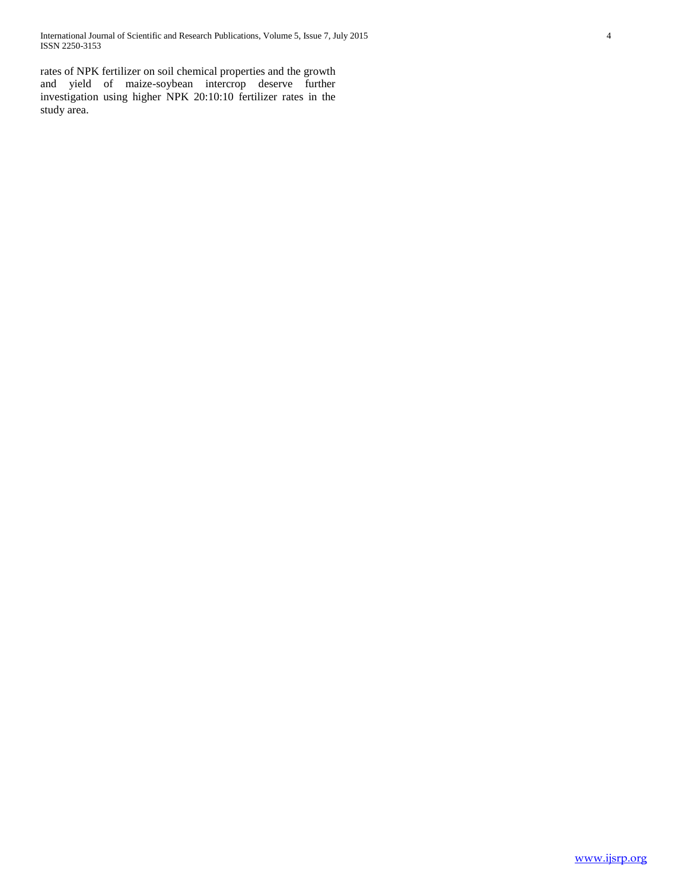rates of NPK fertilizer on soil chemical properties and the growth and yield of maize-soybean intercrop deserve further investigation using higher NPK 20:10:10 fertilizer rates in the study area.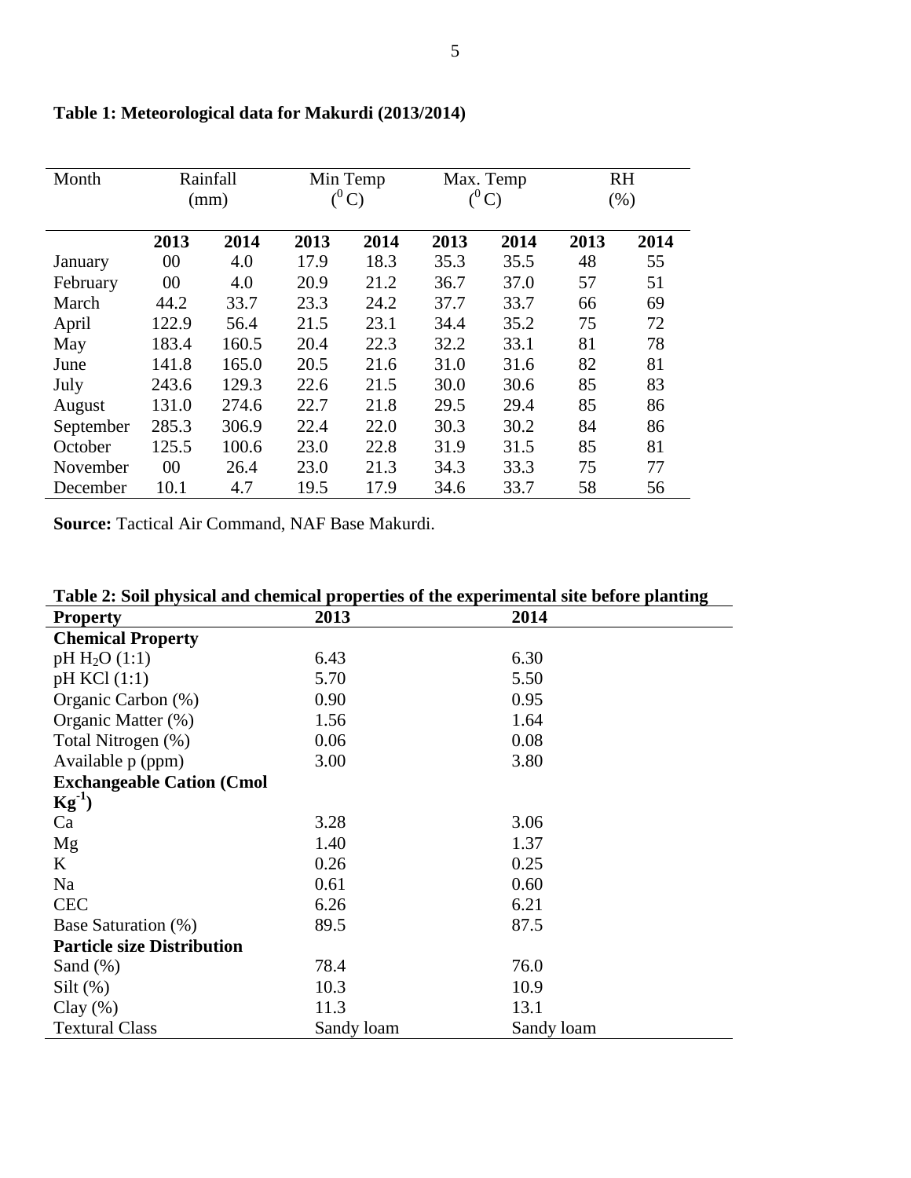**Table 1: Meteorological data for Makurdi (2013/2014)**

| Month | Rainfall (mm) | | Min Temp ($^0$C) | | Max. Temp ($^0$C) | | RH (%) | |
|---|---|---|---|---|---|---|---|---|
| | **2013** | **2014** | **2013** | **2014** | **2013** | **2014** | **2013** | **2014** |
| January | 00 | 4.0 | 17.9 | 18.3 | 35.3 | 35.5 | 48 | 55 |
| February | 00 | 4.0 | 20.9 | 21.2 | 36.7 | 37.0 | 57 | 51 |
| March | 44.2 | 33.7 | 23.3 | 24.2 | 37.7 | 33.7 | 66 | 69 |
| April | 122.9 | 56.4 | 21.5 | 23.1 | 34.4 | 35.2 | 75 | 72 |
| May | 183.4 | 160.5 | 20.4 | 22.3 | 32.2 | 33.1 | 81 | 78 |
| June | 141.8 | 165.0 | 20.5 | 21.6 | 31.0 | 31.6 | 82 | 81 |
| July | 243.6 | 129.3 | 22.6 | 21.5 | 30.0 | 30.6 | 85 | 83 |
| August | 131.0 | 274.6 | 22.7 | 21.8 | 29.5 | 29.4 | 85 | 86 |
| September | 285.3 | 306.9 | 22.4 | 22.0 | 30.3 | 30.2 | 84 | 86 |
| October | 125.5 | 100.6 | 23.0 | 22.8 | 31.9 | 31.5 | 85 | 81 |
| November | 00 | 26.4 | 23.0 | 21.3 | 34.3 | 33.3 | 75 | 77 |
| December | 10.1 | 4.7 | 19.5 | 17.9 | 34.6 | 33.7 | 58 | 56 |

**Source:** Tactical Air Command, NAF Base Makurdi.

**Table 2: Soil physical and chemical properties of the experimental site before planting**

| **Property** | **2013** | **2014** |
|---|---|---|
| **Chemical Property** | | |
| pH $H_2O$ (1:1) | 6.43 | 6.30 |
| pH KCl (1:1) | 5.70 | 5.50 |
| Organic Carbon (%) | 0.90 | 0.95 |
| Organic Matter (%) | 1.56 | 1.64 |
| Total Nitrogen (%) | 0.06 | 0.08 |
| Available p (ppm) | 3.00 | 3.80 |
| **Exchangeable Cation (Cmol $Kg^{-1}$)** | | |
| Ca | 3.28 | 3.06 |
| Mg | 1.40 | 1.37 |
| K | 0.26 | 0.25 |
| Na | 0.61 | 0.60 |
| CEC | 6.26 | 6.21 |
| Base Saturation (%) | 89.5 | 87.5 |
| **Particle size Distribution** | | |
| Sand (%) | 78.4 | 76.0 |
| Silt (%) | 10.3 | 10.9 |
| Clay (%) | 11.3 | 13.1 |
| Textural Class | Sandy loam | Sandy loam |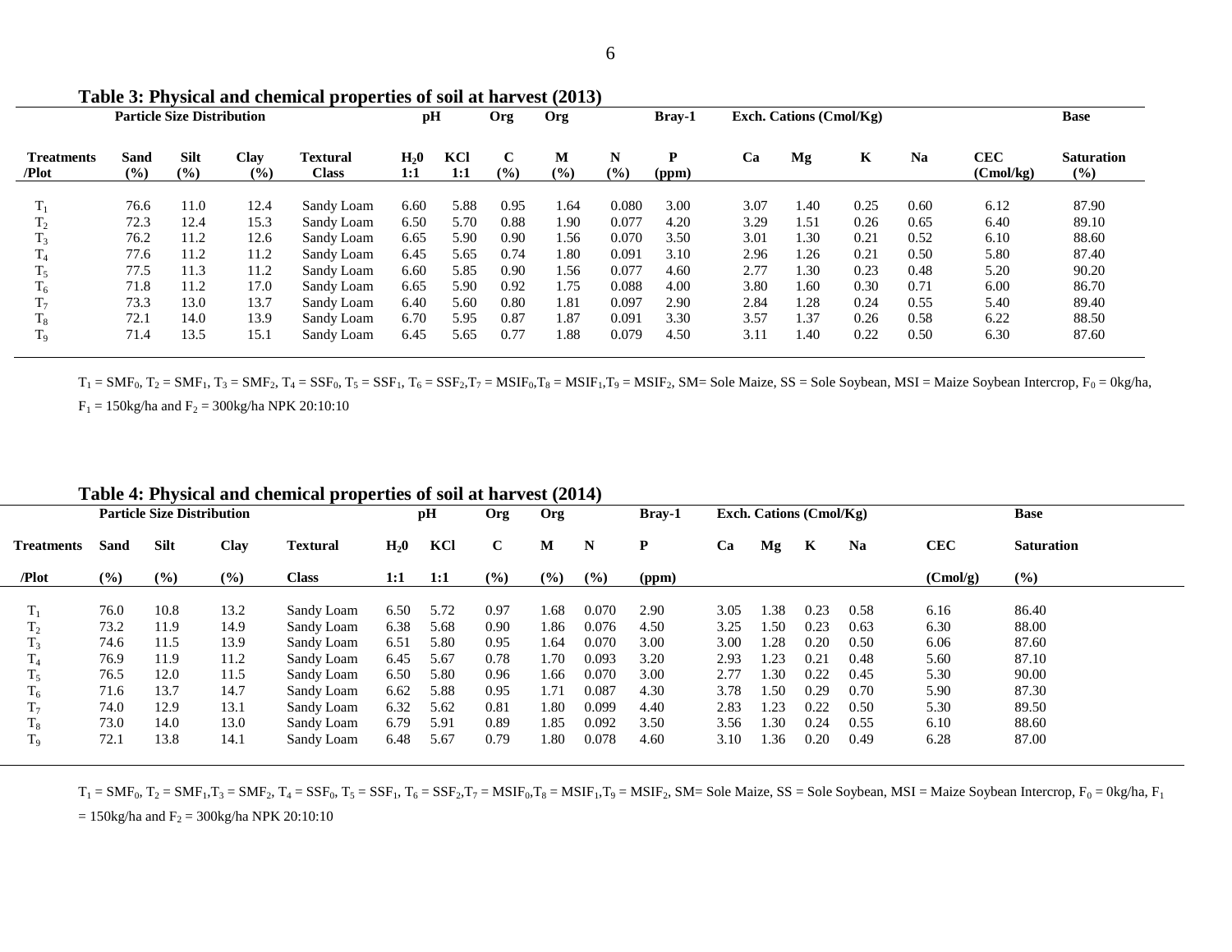**Table 3: Physical and chemical properties of soil at harvest (2013)**

| Particle Size Distribution | | | | | pH | | Org | Org | | Bray-1 | Exch. Cations (Cmol/Kg) | | | | | Base |
|---|---|---|---|---|---|---|---|---|---|---|---|---|---|---|---|---|
| Treatments /Plot | Sand (%) | Silt (%) | Clay (%) | Textural Class | $H_20$ 1:1 | KCl 1:1 | C (%) | M (%) | N (%) | P (ppm) | Ca | Mg | K | Na | CEC (Cmol/kg) | Saturation (%) |
| $T_1$ | 76.6 | 11.0 | 12.4 | Sandy Loam | 6.60 | 5.88 | 0.95 | 1.64 | 0.080 | 3.00 | 3.07 | 1.40 | 0.25 | 0.60 | 6.12 | 87.90 |
| $T_2$ | 72.3 | 12.4 | 15.3 | Sandy Loam | 6.50 | 5.70 | 0.88 | 1.90 | 0.077 | 4.20 | 3.29 | 1.51 | 0.26 | 0.65 | 6.40 | 89.10 |
| $T_3$ | 76.2 | 11.2 | 12.6 | Sandy Loam | 6.65 | 5.90 | 0.90 | 1.56 | 0.070 | 3.50 | 3.01 | 1.30 | 0.21 | 0.52 | 6.10 | 88.60 |
| $T_4$ | 77.6 | 11.2 | 11.2 | Sandy Loam | 6.45 | 5.65 | 0.74 | 1.80 | 0.091 | 3.10 | 2.96 | 1.26 | 0.21 | 0.50 | 5.80 | 87.40 |
| $T_5$ | 77.5 | 11.3 | 11.2 | Sandy Loam | 6.60 | 5.85 | 0.90 | 1.56 | 0.077 | 4.60 | 2.77 | 1.30 | 0.23 | 0.48 | 5.20 | 90.20 |
| $T_6$ | 71.8 | 11.2 | 17.0 | Sandy Loam | 6.65 | 5.90 | 0.92 | 1.75 | 0.088 | 4.00 | 3.80 | 1.60 | 0.30 | 0.71 | 6.00 | 86.70 |
| $T_7$ | 73.3 | 13.0 | 13.7 | Sandy Loam | 6.40 | 5.60 | 0.80 | 1.81 | 0.097 | 2.90 | 2.84 | 1.28 | 0.24 | 0.55 | 5.40 | 89.40 |
| $T_8$ | 72.1 | 14.0 | 13.9 | Sandy Loam | 6.70 | 5.95 | 0.87 | 1.87 | 0.091 | 3.30 | 3.57 | 1.37 | 0.26 | 0.58 | 6.22 | 88.50 |
| $T_9$ | 71.4 | 13.5 | 15.1 | Sandy Loam | 6.45 | 5.65 | 0.77 | 1.88 | 0.079 | 4.50 | 3.11 | 1.40 | 0.22 | 0.50 | 6.30 | 87.60 |

$T_1$ = $SMF_0$, $T_2$ = $SMF_1$, $T_3$ = $SMF_2$, $T_4$ = $SSF_0$, $T_5$ = $SSF_1$, $T_6$ = $SSF_2$, $T_7$ = $MSIF_0$, $T_8$ = $MSIF_1$, $T_9$ = $MSIF_2$, SM= Sole Maize, SS = Sole Soybean, MSI = Maize Soybean Intercrop, $F_0$ = 0kg/ha, $F_1$ = 150kg/ha and $F_2$ = 300kg/ha NPK 20:10:10

**Table 4: Physical and chemical properties of soil at harvest (2014)**

| Particle Size Distribution | | | | | pH | | Org | Org | | Bray-1 | Exch. Cations (Cmol/Kg) | | | | | Base |
|---|---|---|---|---|---|---|---|---|---|---|---|---|---|---|---|---|
| Treatments /Plot | Sand (%) | Silt (%) | Clay (%) | Textural Class | $H_20$ 1:1 | KCl 1:1 | C (%) | M (%) | N (%) | P (ppm) | Ca | Mg | K | Na | CEC (Cmol/g) | Saturation (%) |
| $T_1$ | 76.0 | 10.8 | 13.2 | Sandy Loam | 6.50 | 5.72 | 0.97 | 1.68 | 0.070 | 2.90 | 3.05 | 1.38 | 0.23 | 0.58 | 6.16 | 86.40 |
| $T_2$ | 73.2 | 11.9 | 14.9 | Sandy Loam | 6.38 | 5.68 | 0.90 | 1.86 | 0.076 | 4.50 | 3.25 | 1.50 | 0.23 | 0.63 | 6.30 | 88.00 |
| $T_3$ | 74.6 | 11.5 | 13.9 | Sandy Loam | 6.51 | 5.80 | 0.95 | 1.64 | 0.070 | 3.00 | 3.00 | 1.28 | 0.20 | 0.50 | 6.06 | 87.60 |
| $T_4$ | 76.9 | 11.9 | 11.2 | Sandy Loam | 6.45 | 5.67 | 0.78 | 1.70 | 0.093 | 3.20 | 2.93 | 1.23 | 0.21 | 0.48 | 5.60 | 87.10 |
| $T_5$ | 76.5 | 12.0 | 11.5 | Sandy Loam | 6.50 | 5.80 | 0.96 | 1.66 | 0.070 | 3.00 | 2.77 | 1.30 | 0.22 | 0.45 | 5.30 | 90.00 |
| $T_6$ | 71.6 | 13.7 | 14.7 | Sandy Loam | 6.62 | 5.88 | 0.95 | 1.71 | 0.087 | 4.30 | 3.78 | 1.50 | 0.29 | 0.70 | 5.90 | 87.30 |
| $T_7$ | 74.0 | 12.9 | 13.1 | Sandy Loam | 6.32 | 5.62 | 0.81 | 1.80 | 0.099 | 4.40 | 2.83 | 1.23 | 0.22 | 0.50 | 5.30 | 89.50 |
| $T_8$ | 73.0 | 14.0 | 13.0 | Sandy Loam | 6.79 | 5.91 | 0.89 | 1.85 | 0.092 | 3.50 | 3.56 | 1.30 | 0.24 | 0.55 | 6.10 | 88.60 |
| $T_9$ | 72.1 | 13.8 | 14.1 | Sandy Loam | 6.48 | 5.67 | 0.79 | 1.80 | 0.078 | 4.60 | 3.10 | 1.36 | 0.20 | 0.49 | 6.28 | 87.00 |

$T_1$ = $SMF_0$, $T_2$ = $SMF_1$, $T_3$ = $SMF_2$, $T_4$ = $SSF_0$, $T_5$ = $SSF_1$, $T_6$ = $SSF_2$, $T_7$ = $MSIF_0$, $T_8$ = $MSIF_1$, $T_9$ = $MSIF_2$, SM= Sole Maize, SS = Sole Soybean, MSI = Maize Soybean Intercrop, $F_0$ = 0kg/ha, $F_1$ = 150kg/ha and $F_2$ = 300kg/ha NPK 20:10:10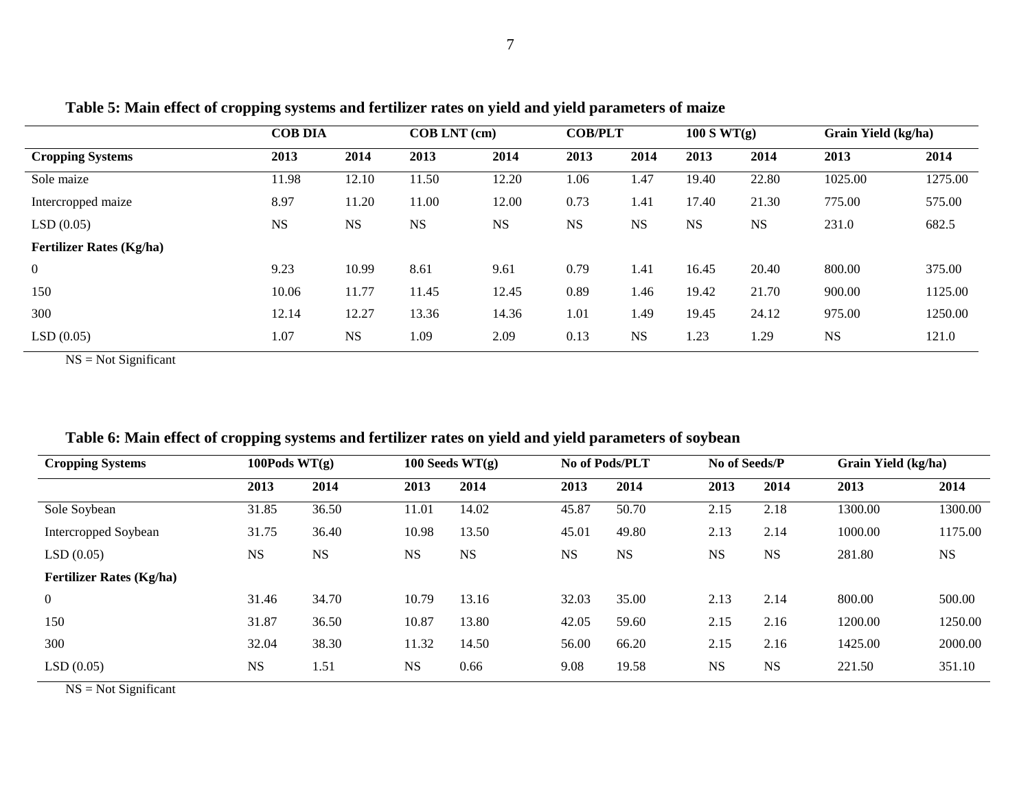**Table 5: Main effect of cropping systems and fertilizer rates on yield and yield parameters of maize**

| | COB DIA | | COB LNT (cm) | | COB/PLT | | 100 S WT(g) | | Grain Yield (kg/ha) | |
|---|---|---|---|---|---|---|---|---|---|---|
| **Cropping Systems** | **2013** | **2014** | **2013** | **2014** | **2013** | **2014** | **2013** | **2014** | **2013** | **2014** |
| Sole maize | 11.98 | 12.10 | 11.50 | 12.20 | 1.06 | 1.47 | 19.40 | 22.80 | 1025.00 | 1275.00 |
| Intercropped maize | 8.97 | 11.20 | 11.00 | 12.00 | 0.73 | 1.41 | 17.40 | 21.30 | 775.00 | 575.00 |
| LSD (0.05) | NS | NS | NS | NS | NS | NS | NS | NS | 231.0 | 682.5 |
| **Fertilizer Rates (Kg/ha)** | | | | | | | | | | |
| 0 | 9.23 | 10.99 | 8.61 | 9.61 | 0.79 | 1.41 | 16.45 | 20.40 | 800.00 | 375.00 |
| 150 | 10.06 | 11.77 | 11.45 | 12.45 | 0.89 | 1.46 | 19.42 | 21.70 | 900.00 | 1125.00 |
| 300 | 12.14 | 12.27 | 13.36 | 14.36 | 1.01 | 1.49 | 19.45 | 24.12 | 975.00 | 1250.00 |
| LSD (0.05) | 1.07 | NS | 1.09 | 2.09 | 0.13 | NS | 1.23 | 1.29 | NS | 121.0 |

NS = Not Significant

**Table 6: Main effect of cropping systems and fertilizer rates on yield and yield parameters of soybean**

| Cropping Systems | 100Pods WT(g) | | 100 Seeds WT(g) | | No of Pods/PLT | | No of Seeds/P | | Grain Yield (kg/ha) | |
|---|---|---|---|---|---|---|---|---|---|---|
| | **2013** | **2014** | **2013** | **2014** | **2013** | **2014** | **2013** | **2014** | **2013** | **2014** |
| Sole Soybean | 31.85 | 36.50 | 11.01 | 14.02 | 45.87 | 50.70 | 2.15 | 2.18 | 1300.00 | 1300.00 |
| Intercropped Soybean | 31.75 | 36.40 | 10.98 | 13.50 | 45.01 | 49.80 | 2.13 | 2.14 | 1000.00 | 1175.00 |
| LSD (0.05) | NS | NS | NS | NS | NS | NS | NS | NS | 281.80 | NS |
| **Fertilizer Rates (Kg/ha)** | | | | | | | | | | |
| 0 | 31.46 | 34.70 | 10.79 | 13.16 | 32.03 | 35.00 | 2.13 | 2.14 | 800.00 | 500.00 |
| 150 | 31.87 | 36.50 | 10.87 | 13.80 | 42.05 | 59.60 | 2.15 | 2.16 | 1200.00 | 1250.00 |
| 300 | 32.04 | 38.30 | 11.32 | 14.50 | 56.00 | 66.20 | 2.15 | 2.16 | 1425.00 | 2000.00 |
| LSD (0.05) | NS | 1.51 | NS | 0.66 | 9.08 | 19.58 | NS | NS | 221.50 | 351.10 |

NS = Not Significant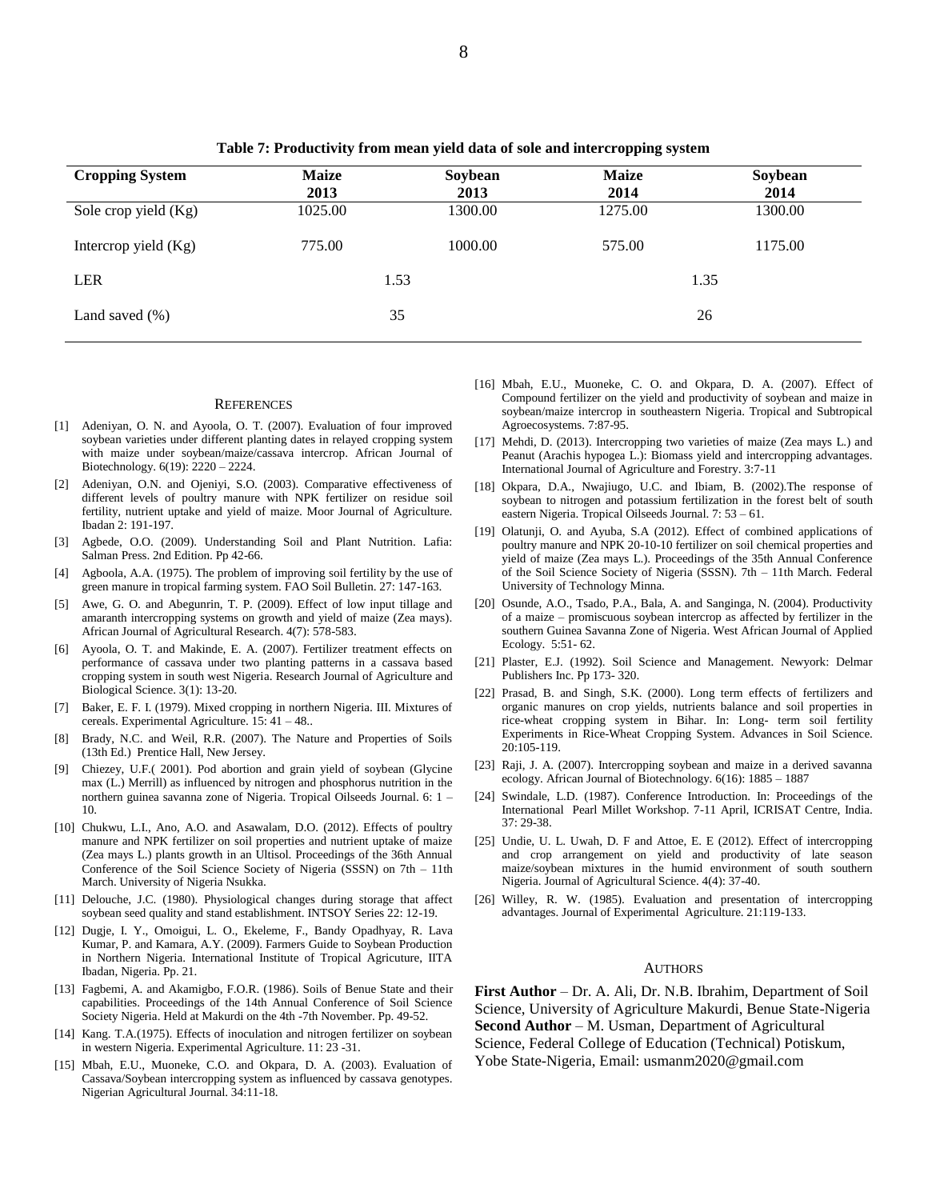**Table 7: Productivity from mean yield data of sole and intercropping system**

| Cropping System | Maize 2013 | Soybean 2013 | Maize 2014 | Soybean 2014 |
|---|---|---|---|---|
| Sole crop yield (Kg) | 1025.00 | 1300.00 | 1275.00 | 1300.00 |
| Intercrop yield (Kg) | 775.00 | 1000.00 | 575.00 | 1175.00 |
| LER | 1.53 | | 1.35 | |
| Land saved (%) | 35 | | 26 | |

## References

[1] Adeniyan, O. N. and Ayoola, O. T. (2007). Evaluation of four improved soybean varieties under different planting dates in relayed cropping system with maize under soybean/maize/cassava intercrop. African Journal of Biotechnology. 6(19): 2220 – 2224.

[2] Adeniyan, O.N. and Ojeniyi, S.O. (2003). Comparative effectiveness of different levels of poultry manure with NPK fertilizer on residue soil fertility, nutrient uptake and yield of maize. Moor Journal of Agriculture. Ibadan 2: 191-197.

[3] Agbede, O.O. (2009). Understanding Soil and Plant Nutrition. Lafia: Salman Press. 2nd Edition. Pp 42-66.

[4] Agboola, A.A. (1975). The problem of improving soil fertility by the use of green manure in tropical farming system. FAO Soil Bulletin. 27: 147-163.

[5] Awe, G. O. and Abegunrin, T. P. (2009). Effect of low input tillage and amaranth intercropping systems on growth and yield of maize (Zea mays). African Journal of Agricultural Research. 4(7): 578-583.

[6] Ayoola, O. T. and Makinde, E. A. (2007). Fertilizer treatment effects on performance of cassava under two planting patterns in a cassava based cropping system in south west Nigeria. Research Journal of Agriculture and Biological Science. 3(1): 13-20.

[7] Baker, E. F. I. (1979). Mixed cropping in northern Nigeria. III. Mixtures of cereals. Experimental Agriculture. 15: 41 – 48..

[8] Brady, N.C. and Weil, R.R. (2007). The Nature and Properties of Soils (13th Ed.) Prentice Hall, New Jersey.

[9] Chiezey, U.F.( 2001). Pod abortion and grain yield of soybean (Glycine max (L.) Merrill) as influenced by nitrogen and phosphorus nutrition in the northern guinea savanna zone of Nigeria. Tropical Oilseeds Journal. 6: 1 – 10.

[10] Chukwu, L.I., Ano, A.O. and Asawalam, D.O. (2012). Effects of poultry manure and NPK fertilizer on soil properties and nutrient uptake of maize (Zea mays L.) plants growth in an Ultisol. Proceedings of the 36th Annual Conference of the Soil Science Society of Nigeria (SSSN) on 7th – 11th March. University of Nigeria Nsukka.

[11] Delouche, J.C. (1980). Physiological changes during storage that affect soybean seed quality and stand establishment. INTSOY Series 22: 12-19.

[12] Dugje, I. Y., Omoigui, L. O., Ekeleme, F., Bandy Opadhyay, R. Lava Kumar, P. and Kamara, A.Y. (2009). Farmers Guide to Soybean Production in Northern Nigeria. International Institute of Tropical Agricuture, IITA Ibadan, Nigeria. Pp. 21.

[13] Fagbemi, A. and Akamigbo, F.O.R. (1986). Soils of Benue State and their capabilities. Proceedings of the 14th Annual Conference of Soil Science Society Nigeria. Held at Makurdi on the 4th -7th November. Pp. 49-52.

[14] Kang. T.A.(1975). Effects of inoculation and nitrogen fertilizer on soybean in western Nigeria. Experimental Agriculture. 11: 23 -31.

[15] Mbah, E.U., Muoneke, C.O. and Okpara, D. A. (2003). Evaluation of Cassava/Soybean intercropping system as influenced by cassava genotypes. Nigerian Agricultural Journal. 34:11-18.

[16] Mbah, E.U., Muoneke, C. O. and Okpara, D. A. (2007). Effect of Compound fertilizer on the yield and productivity of soybean and maize in soybean/maize intercrop in southeastern Nigeria. Tropical and Subtropical Agroecosystems. 7:87-95.

[17] Mehdi, D. (2013). Intercropping two varieties of maize (Zea mays L.) and Peanut (Arachis hypogea L.): Biomass yield and intercropping advantages. International Journal of Agriculture and Forestry. 3:7-11

[18] Okpara, D.A., Nwajiugo, U.C. and Ibiam, B. (2002).The response of soybean to nitrogen and potassium fertilization in the forest belt of south eastern Nigeria. Tropical Oilseeds Journal. 7: 53 – 61.

[19] Olatunji, O. and Ayuba, S.A (2012). Effect of combined applications of poultry manure and NPK 20-10-10 fertilizer on soil chemical properties and yield of maize (Zea mays L.). Proceedings of the 35th Annual Conference of the Soil Science Society of Nigeria (SSSN). 7th – 11th March. Federal University of Technology Minna.

[20] Osunde, A.O., Tsado, P.A., Bala, A. and Sanginga, N. (2004). Productivity of a maize – promiscuous soybean intercrop as affected by fertilizer in the southern Guinea Savanna Zone of Nigeria. West African Journal of Applied Ecology. 5:51- 62.

[21] Plaster, E.J. (1992). Soil Science and Management. Newyork: Delmar Publishers Inc. Pp 173- 320.

[22] Prasad, B. and Singh, S.K. (2000). Long term effects of fertilizers and organic manures on crop yields, nutrients balance and soil properties in rice-wheat cropping system in Bihar. In: Long- term soil fertility Experiments in Rice-Wheat Cropping System. Advances in Soil Science. 20:105-119.

[23] Raji, J. A. (2007). Intercropping soybean and maize in a derived savanna ecology. African Journal of Biotechnology. 6(16): 1885 – 1887

[24] Swindale, L.D. (1987). Conference Introduction. In: Proceedings of the International Pearl Millet Workshop. 7-11 April, ICRISAT Centre, India. 37: 29-38.

[25] Undie, U. L. Uwah, D. F and Attoe, E. E (2012). Effect of intercropping and crop arrangement on yield and productivity of late season maize/soybean mixtures in the humid environment of south southern Nigeria. Journal of Agricultural Science. 4(4): 37-40.

[26] Willey, R. W. (1985). Evaluation and presentation of intercropping advantages. Journal of Experimental Agriculture. 21:119-133.

## Authors

**First Author** – Dr. A. Ali, Dr. N.B. Ibrahim, Department of Soil Science, University of Agriculture Makurdi, Benue State-Nigeria
**Second Author** – M. Usman, Department of Agricultural Science, Federal College of Education (Technical) Potiskum, Yobe State-Nigeria, Email: usmanm2020@gmail.com